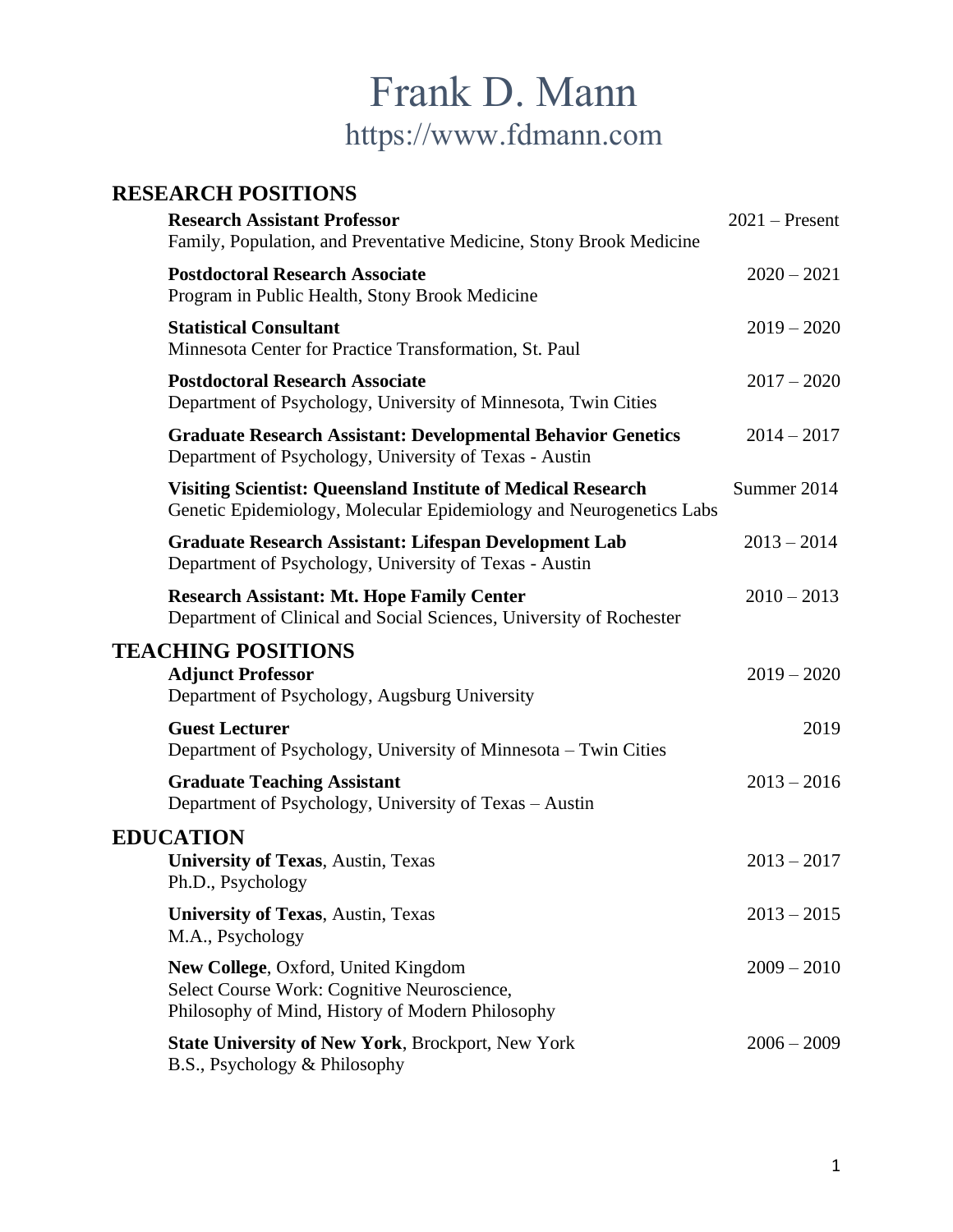# Frank D. Mann

https://www.fdmann.com

## RESEARCH POSITIONS

**Research Assistant Professor** 2021 – Present
Family, Population, and Preventative Medicine, Stony Brook Medicine

**Postdoctoral Research Associate** 2020 – 2021
Program in Public Health, Stony Brook Medicine

**Statistical Consultant** 2019 – 2020
Minnesota Center for Practice Transformation, St. Paul

**Postdoctoral Research Associate** 2017 – 2020
Department of Psychology, University of Minnesota, Twin Cities

**Graduate Research Assistant: Developmental Behavior Genetics** 2014 – 2017
Department of Psychology, University of Texas - Austin

**Visiting Scientist: Queensland Institute of Medical Research** Summer 2014
Genetic Epidemiology, Molecular Epidemiology and Neurogenetics Labs

**Graduate Research Assistant: Lifespan Development Lab** 2013 – 2014
Department of Psychology, University of Texas - Austin

**Research Assistant: Mt. Hope Family Center** 2010 – 2013
Department of Clinical and Social Sciences, University of Rochester

## TEACHING POSITIONS

**Adjunct Professor** 2019 – 2020
Department of Psychology, Augsburg University

**Guest Lecturer** 2019
Department of Psychology, University of Minnesota – Twin Cities

**Graduate Teaching Assistant** 2013 – 2016
Department of Psychology, University of Texas – Austin

## EDUCATION

**University of Texas**, Austin, Texas 2013 – 2017
Ph.D., Psychology

**University of Texas**, Austin, Texas 2013 – 2015
M.A., Psychology

**New College**, Oxford, United Kingdom 2009 – 2010
Select Course Work: Cognitive Neuroscience,
Philosophy of Mind, History of Modern Philosophy

**State University of New York**, Brockport, New York 2006 – 2009
B.S., Psychology & Philosophy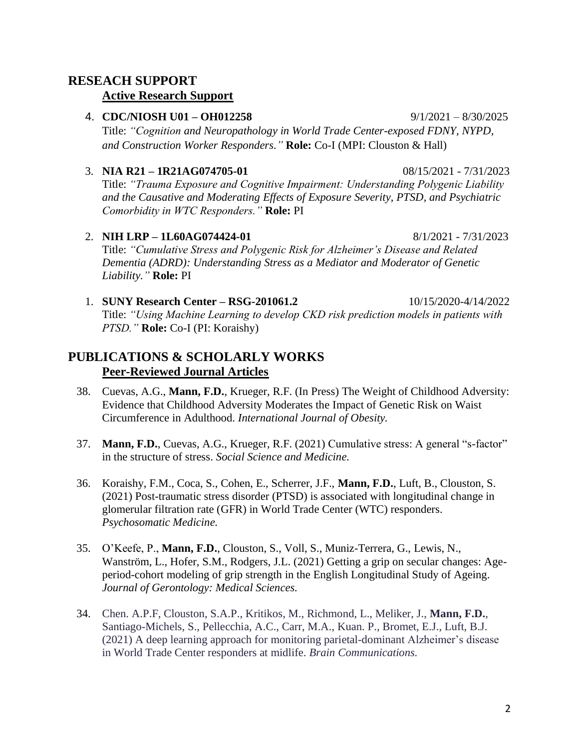## RESEACH SUPPORT

### Active Research Support

4. **CDC/NIOSH U01 – OH012258** 9/1/2021 – 8/30/2025
   Title: *"Cognition and Neuropathology in World Trade Center-exposed FDNY, NYPD, and Construction Worker Responders."* **Role:** Co-I (MPI: Clouston & Hall)

3. **NIA R21 – 1R21AG074705-01** 08/15/2021 - 7/31/2023
   Title: *"Trauma Exposure and Cognitive Impairment: Understanding Polygenic Liability and the Causative and Moderating Effects of Exposure Severity, PTSD, and Psychiatric Comorbidity in WTC Responders."* **Role:** PI

2. **NIH LRP – 1L60AG074424-01** 8/1/2021 - 7/31/2023
   Title: *"Cumulative Stress and Polygenic Risk for Alzheimer's Disease and Related Dementia (ADRD): Understanding Stress as a Mediator and Moderator of Genetic Liability."* **Role:** PI

1. **SUNY Research Center – RSG-201061.2** 10/15/2020-4/14/2022
   Title: *"Using Machine Learning to develop CKD risk prediction models in patients with PTSD."* **Role:** Co-I (PI: Koraishy)

## PUBLICATIONS & SCHOLARLY WORKS

### Peer-Reviewed Journal Articles

38. Cuevas, A.G., **Mann, F.D.**, Krueger, R.F. (In Press) The Weight of Childhood Adversity: Evidence that Childhood Adversity Moderates the Impact of Genetic Risk on Waist Circumference in Adulthood. *International Journal of Obesity.*

37. **Mann, F.D.**, Cuevas, A.G., Krueger, R.F. (2021) Cumulative stress: A general "s-factor" in the structure of stress. *Social Science and Medicine.*

36. Koraishy, F.M., Coca, S., Cohen, E., Scherrer, J.F., **Mann, F.D.**, Luft, B., Clouston, S. (2021) Post-traumatic stress disorder (PTSD) is associated with longitudinal change in glomerular filtration rate (GFR) in World Trade Center (WTC) responders. *Psychosomatic Medicine.*

35. O'Keefe, P., **Mann, F.D.**, Clouston, S., Voll, S., Muniz-Terrera, G., Lewis, N., Wanström, L., Hofer, S.M., Rodgers, J.L. (2021) Getting a grip on secular changes: Age-period-cohort modeling of grip strength in the English Longitudinal Study of Ageing. *Journal of Gerontology: Medical Sciences.*

34. Chen. A.P.F, Clouston, S.A.P., Kritikos, M., Richmond, L., Meliker, J., **Mann, F.D.**, Santiago-Michels, S., Pellecchia, A.C., Carr, M.A., Kuan. P., Bromet, E.J., Luft, B.J. (2021) A deep learning approach for monitoring parietal-dominant Alzheimer's disease in World Trade Center responders at midlife. *Brain Communications.*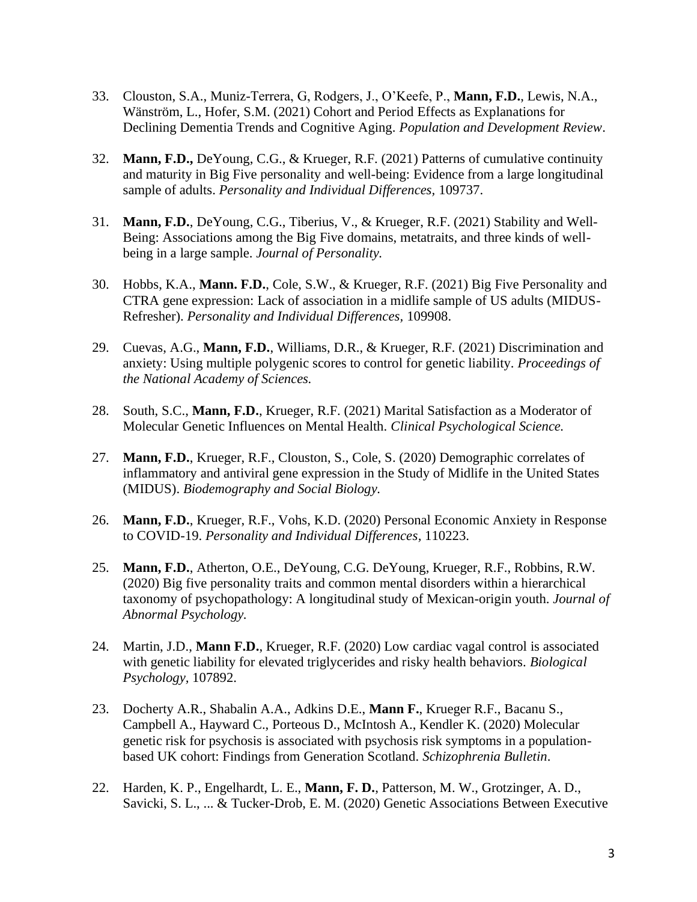33. Clouston, S.A., Muniz-Terrera, G, Rodgers, J., O'Keefe, P., **Mann, F.D.**, Lewis, N.A., Wänström, L., Hofer, S.M. (2021) Cohort and Period Effects as Explanations for Declining Dementia Trends and Cognitive Aging. *Population and Development Review*.

32. **Mann, F.D.,** DeYoung, C.G., & Krueger, R.F. (2021) Patterns of cumulative continuity and maturity in Big Five personality and well-being: Evidence from a large longitudinal sample of adults. *Personality and Individual Differences,* 109737.

31. **Mann, F.D.**, DeYoung, C.G., Tiberius, V., & Krueger, R.F. (2021) Stability and Well-Being: Associations among the Big Five domains, metatraits, and three kinds of well-being in a large sample. *Journal of Personality.*

30. Hobbs, K.A., **Mann. F.D.**, Cole, S.W., & Krueger, R.F. (2021) Big Five Personality and CTRA gene expression: Lack of association in a midlife sample of US adults (MIDUS-Refresher). *Personality and Individual Differences,* 109908.

29. Cuevas, A.G., **Mann, F.D.**, Williams, D.R., & Krueger, R.F. (2021) Discrimination and anxiety: Using multiple polygenic scores to control for genetic liability. *Proceedings of the National Academy of Sciences.*

28. South, S.C., **Mann, F.D.**, Krueger, R.F. (2021) Marital Satisfaction as a Moderator of Molecular Genetic Influences on Mental Health. *Clinical Psychological Science.*

27. **Mann, F.D.**, Krueger, R.F., Clouston, S., Cole, S. (2020) Demographic correlates of inflammatory and antiviral gene expression in the Study of Midlife in the United States (MIDUS). *Biodemography and Social Biology.*

26. **Mann, F.D.**, Krueger, R.F., Vohs, K.D. (2020) Personal Economic Anxiety in Response to COVID-19. *Personality and Individual Differences*, 110223.

25. **Mann, F.D.**, Atherton, O.E., DeYoung, C.G. DeYoung, Krueger, R.F., Robbins, R.W. (2020) Big five personality traits and common mental disorders within a hierarchical taxonomy of psychopathology: A longitudinal study of Mexican-origin youth. *Journal of Abnormal Psychology.*

24. Martin, J.D., **Mann F.D.**, Krueger, R.F. (2020) Low cardiac vagal control is associated with genetic liability for elevated triglycerides and risky health behaviors. *Biological Psychology*, 107892.

23. Docherty A.R., Shabalin A.A., Adkins D.E., **Mann F.**, Krueger R.F., Bacanu S., Campbell A., Hayward C., Porteous D., McIntosh A., Kendler K. (2020) Molecular genetic risk for psychosis is associated with psychosis risk symptoms in a population-based UK cohort: Findings from Generation Scotland. *Schizophrenia Bulletin*.

22. Harden, K. P., Engelhardt, L. E., **Mann, F. D.**, Patterson, M. W., Grotzinger, A. D., Savicki, S. L., ... & Tucker-Drob, E. M. (2020) Genetic Associations Between Executive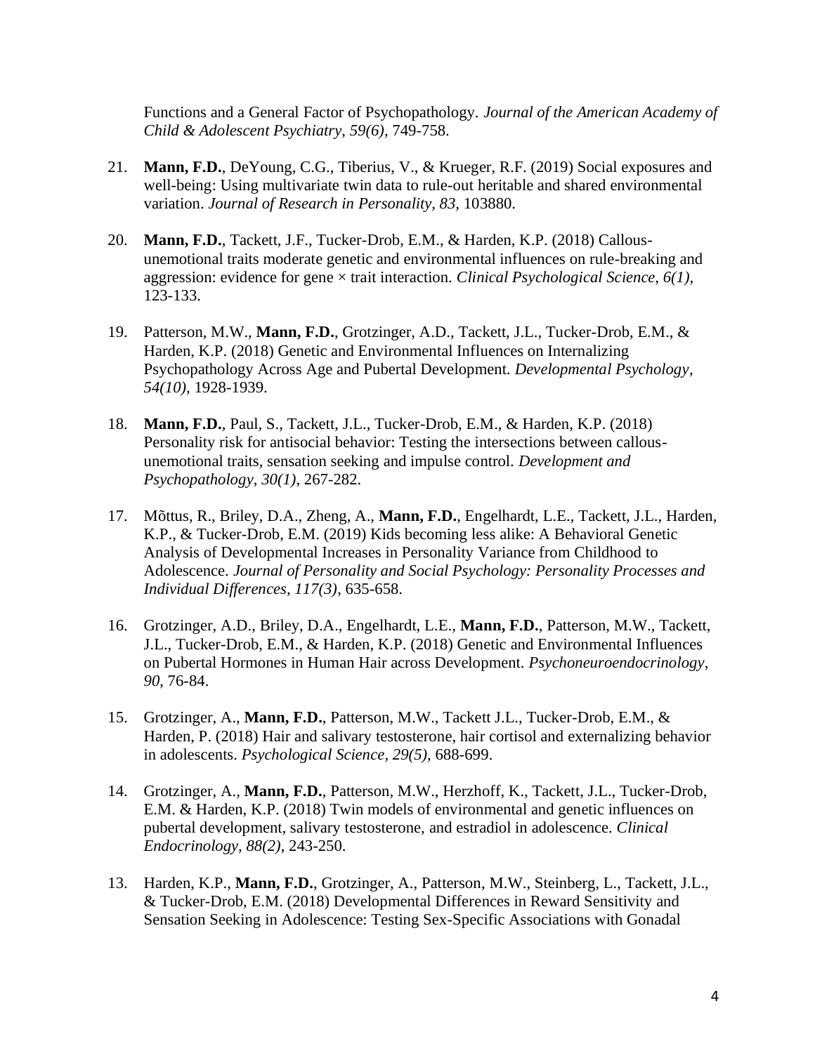Functions and a General Factor of Psychopathology. *Journal of the American Academy of Child & Adolescent Psychiatry, 59(6)*, 749-758.

21. **Mann, F.D.**, DeYoung, C.G., Tiberius, V., & Krueger, R.F. (2019) Social exposures and well-being: Using multivariate twin data to rule-out heritable and shared environmental variation. *Journal of Research in Personality, 83,* 103880.

20. **Mann, F.D.**, Tackett, J.F., Tucker-Drob, E.M., & Harden, K.P. (2018) Callous-unemotional traits moderate genetic and environmental influences on rule-breaking and aggression: evidence for gene × trait interaction. *Clinical Psychological Science, 6(1),* 123-133.

19. Patterson, M.W., **Mann, F.D.**, Grotzinger, A.D., Tackett, J.L., Tucker-Drob, E.M., & Harden, K.P. (2018) Genetic and Environmental Influences on Internalizing Psychopathology Across Age and Pubertal Development. *Developmental Psychology, 54(10),* 1928-1939.

18. **Mann, F.D.**, Paul, S., Tackett, J.L., Tucker-Drob, E.M., & Harden, K.P. (2018) Personality risk for antisocial behavior: Testing the intersections between callous-unemotional traits, sensation seeking and impulse control. *Development and Psychopathology*, *30(1)*, 267-282.

17. Mõttus, R., Briley, D.A., Zheng, A., **Mann, F.D.**, Engelhardt, L.E., Tackett, J.L., Harden, K.P., & Tucker-Drob, E.M. (2019) Kids becoming less alike: A Behavioral Genetic Analysis of Developmental Increases in Personality Variance from Childhood to Adolescence. *Journal of Personality and Social Psychology: Personality Processes and Individual Differences, 117(3)*, 635-658.

16. Grotzinger, A.D., Briley, D.A., Engelhardt, L.E., **Mann, F.D.**, Patterson, M.W., Tackett, J.L., Tucker-Drob, E.M., & Harden, K.P. (2018) Genetic and Environmental Influences on Pubertal Hormones in Human Hair across Development. *Psychoneuroendocrinology, 90*, 76-84.

15. Grotzinger, A., **Mann, F.D.**, Patterson, M.W., Tackett J.L., Tucker-Drob, E.M., & Harden, P. (2018) Hair and salivary testosterone, hair cortisol and externalizing behavior in adolescents. *Psychological Science, 29(5)*, 688-699.

14. Grotzinger, A., **Mann, F.D.**, Patterson, M.W., Herzhoff, K., Tackett, J.L., Tucker-Drob, E.M. & Harden, K.P. (2018) Twin models of environmental and genetic influences on pubertal development, salivary testosterone, and estradiol in adolescence. *Clinical Endocrinology, 88(2)*, 243-250.

13. Harden, K.P., **Mann, F.D.**, Grotzinger, A., Patterson, M.W., Steinberg, L., Tackett, J.L., & Tucker-Drob, E.M. (2018) Developmental Differences in Reward Sensitivity and Sensation Seeking in Adolescence: Testing Sex-Specific Associations with Gonadal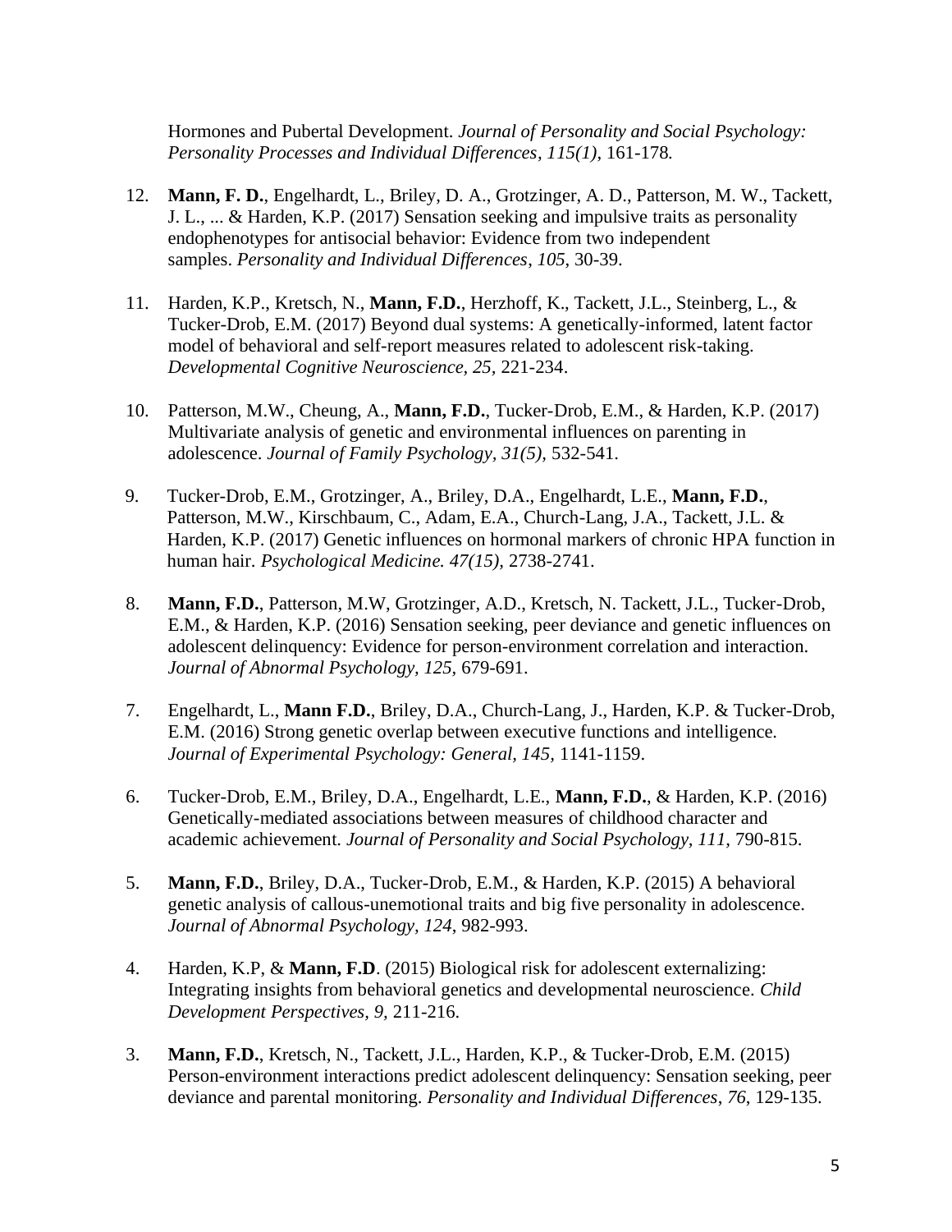Hormones and Pubertal Development. *Journal of Personality and Social Psychology: Personality Processes and Individual Differences, 115(1)*, 161-178*.*

12. **Mann, F. D.**, Engelhardt, L., Briley, D. A., Grotzinger, A. D., Patterson, M. W., Tackett, J. L., ... & Harden, K.P. (2017) Sensation seeking and impulsive traits as personality endophenotypes for antisocial behavior: Evidence from two independent samples. *Personality and Individual Differences*, *105*, 30-39.

11. Harden, K.P., Kretsch, N., **Mann, F.D.**, Herzhoff, K., Tackett, J.L., Steinberg, L., & Tucker-Drob, E.M. (2017) Beyond dual systems: A genetically-informed, latent factor model of behavioral and self-report measures related to adolescent risk-taking. *Developmental Cognitive Neuroscience, 25,* 221-234.

10. Patterson, M.W., Cheung, A., **Mann, F.D.**, Tucker-Drob, E.M., & Harden, K.P. (2017) Multivariate analysis of genetic and environmental influences on parenting in adolescence. *Journal of Family Psychology, 31(5),* 532-541.

9. Tucker-Drob, E.M., Grotzinger, A., Briley, D.A., Engelhardt, L.E., **Mann, F.D.**, Patterson, M.W., Kirschbaum, C., Adam, E.A., Church-Lang, J.A., Tackett, J.L. & Harden, K.P. (2017) Genetic influences on hormonal markers of chronic HPA function in human hair. *Psychological Medicine. 47(15),* 2738-2741.

8. **Mann, F.D.**, Patterson, M.W, Grotzinger, A.D., Kretsch, N. Tackett, J.L., Tucker-Drob, E.M., & Harden, K.P. (2016) Sensation seeking, peer deviance and genetic influences on adolescent delinquency: Evidence for person-environment correlation and interaction. *Journal of Abnormal Psychology, 125,* 679-691.

7. Engelhardt, L., **Mann F.D.**, Briley, D.A., Church-Lang, J., Harden, K.P. & Tucker-Drob, E.M. (2016) Strong genetic overlap between executive functions and intelligence. *Journal of Experimental Psychology: General, 145,* 1141-1159.

6. Tucker-Drob, E.M., Briley, D.A., Engelhardt, L.E., **Mann, F.D.**, & Harden, K.P. (2016) Genetically-mediated associations between measures of childhood character and academic achievement. *Journal of Personality and Social Psychology, 111*, 790-815.

5. **Mann, F.D.**, Briley, D.A., Tucker-Drob, E.M., & Harden, K.P. (2015) A behavioral genetic analysis of callous-unemotional traits and big five personality in adolescence. *Journal of Abnormal Psychology, 124*, 982-993.

4. Harden, K.P, & **Mann, F.D**. (2015) Biological risk for adolescent externalizing: Integrating insights from behavioral genetics and developmental neuroscience. *Child Development Perspectives, 9*, 211-216.

3. **Mann, F.D.**, Kretsch, N., Tackett, J.L., Harden, K.P., & Tucker-Drob, E.M. (2015) Person-environment interactions predict adolescent delinquency: Sensation seeking, peer deviance and parental monitoring. *Personality and Individual Differences*, *76*, 129-135.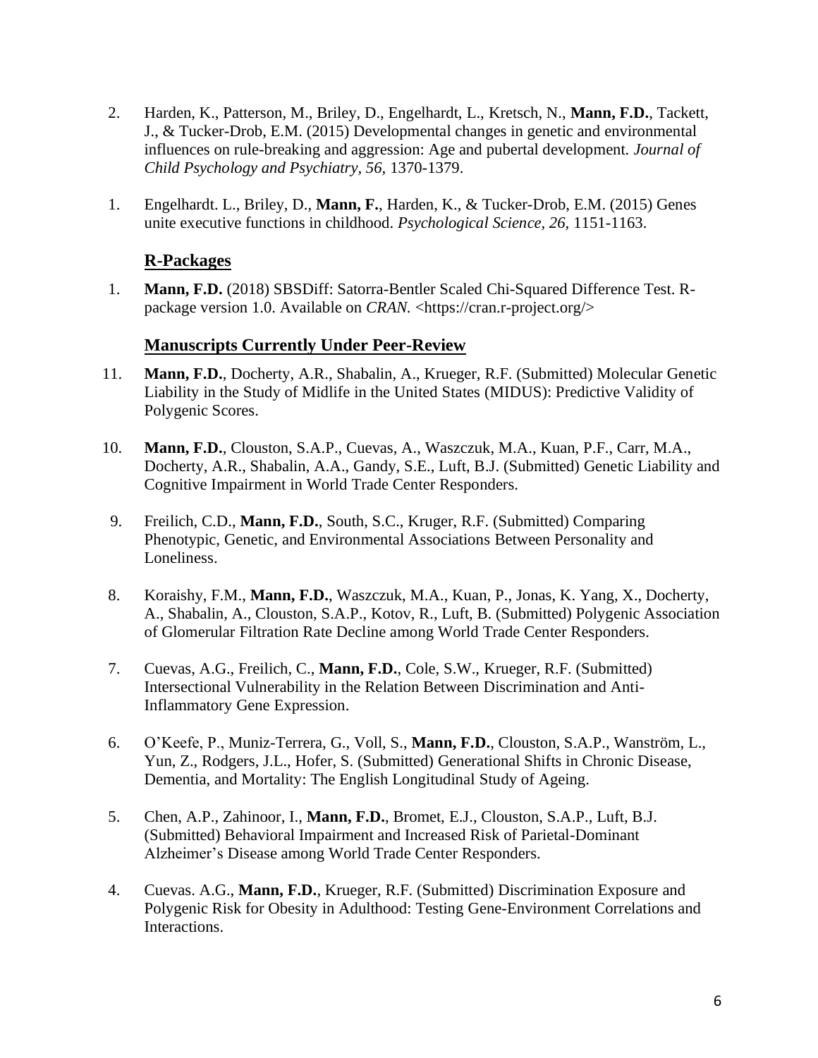2. Harden, K., Patterson, M., Briley, D., Engelhardt, L., Kretsch, N., **Mann, F.D.**, Tackett, J., & Tucker-Drob, E.M. (2015) Developmental changes in genetic and environmental influences on rule-breaking and aggression: Age and pubertal development. *Journal of Child Psychology and Psychiatry, 56,* 1370-1379.

1. Engelhardt. L., Briley, D., **Mann, F.**, Harden, K., & Tucker-Drob, E.M. (2015) Genes unite executive functions in childhood. *Psychological Science, 26,* 1151-1163.

## R-Packages

1. **Mann, F.D.** (2018) SBSDiff: Satorra-Bentler Scaled Chi-Squared Difference Test. R-package version 1.0. Available on *CRAN.* <https://cran.r-project.org/>

## Manuscripts Currently Under Peer-Review

11. **Mann, F.D.**, Docherty, A.R., Shabalin, A., Krueger, R.F. (Submitted) Molecular Genetic Liability in the Study of Midlife in the United States (MIDUS): Predictive Validity of Polygenic Scores.

10. **Mann, F.D.**, Clouston, S.A.P., Cuevas, A., Waszczuk, M.A., Kuan, P.F., Carr, M.A., Docherty, A.R., Shabalin, A.A., Gandy, S.E., Luft, B.J. (Submitted) Genetic Liability and Cognitive Impairment in World Trade Center Responders.

9. Freilich, C.D., **Mann, F.D.**, South, S.C., Kruger, R.F. (Submitted) Comparing Phenotypic, Genetic, and Environmental Associations Between Personality and Loneliness.

8. Koraishy, F.M., **Mann, F.D.**, Waszczuk, M.A., Kuan, P., Jonas, K. Yang, X., Docherty, A., Shabalin, A., Clouston, S.A.P., Kotov, R., Luft, B. (Submitted) Polygenic Association of Glomerular Filtration Rate Decline among World Trade Center Responders.

7. Cuevas, A.G., Freilich, C., **Mann, F.D.**, Cole, S.W., Krueger, R.F. (Submitted) Intersectional Vulnerability in the Relation Between Discrimination and Anti-Inflammatory Gene Expression.

6. O'Keefe, P., Muniz-Terrera, G., Voll, S., **Mann, F.D.**, Clouston, S.A.P., Wanström, L., Yun, Z., Rodgers, J.L., Hofer, S. (Submitted) Generational Shifts in Chronic Disease, Dementia, and Mortality: The English Longitudinal Study of Ageing.

5. Chen, A.P., Zahinoor, I., **Mann, F.D.**, Bromet, E.J., Clouston, S.A.P., Luft, B.J. (Submitted) Behavioral Impairment and Increased Risk of Parietal-Dominant Alzheimer's Disease among World Trade Center Responders.

4. Cuevas. A.G., **Mann, F.D.**, Krueger, R.F. (Submitted) Discrimination Exposure and Polygenic Risk for Obesity in Adulthood: Testing Gene-Environment Correlations and Interactions.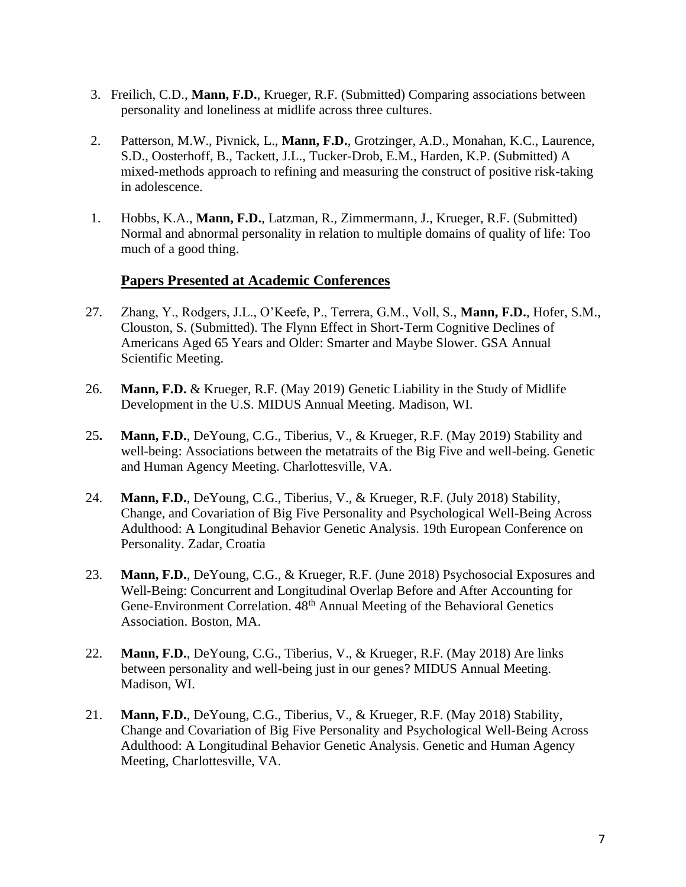3. Freilich, C.D., **Mann, F.D.**, Krueger, R.F. (Submitted) Comparing associations between personality and loneliness at midlife across three cultures.

2. Patterson, M.W., Pivnick, L., **Mann, F.D.**, Grotzinger, A.D., Monahan, K.C., Laurence, S.D., Oosterhoff, B., Tackett, J.L., Tucker-Drob, E.M., Harden, K.P. (Submitted) A mixed-methods approach to refining and measuring the construct of positive risk-taking in adolescence.

1. Hobbs, K.A., **Mann, F.D.**, Latzman, R., Zimmermann, J., Krueger, R.F. (Submitted) Normal and abnormal personality in relation to multiple domains of quality of life: Too much of a good thing.

## Papers Presented at Academic Conferences

27. Zhang, Y., Rodgers, J.L., O'Keefe, P., Terrera, G.M., Voll, S., **Mann, F.D.**, Hofer, S.M., Clouston, S. (Submitted). The Flynn Effect in Short-Term Cognitive Declines of Americans Aged 65 Years and Older: Smarter and Maybe Slower. GSA Annual Scientific Meeting.

26. **Mann, F.D.** & Krueger, R.F. (May 2019) Genetic Liability in the Study of Midlife Development in the U.S. MIDUS Annual Meeting. Madison, WI.

25. **Mann, F.D.**, DeYoung, C.G., Tiberius, V., & Krueger, R.F. (May 2019) Stability and well-being: Associations between the metatraits of the Big Five and well-being. Genetic and Human Agency Meeting. Charlottesville, VA.

24. **Mann, F.D.**, DeYoung, C.G., Tiberius, V., & Krueger, R.F. (July 2018) Stability, Change, and Covariation of Big Five Personality and Psychological Well-Being Across Adulthood: A Longitudinal Behavior Genetic Analysis. 19th European Conference on Personality. Zadar, Croatia

23. **Mann, F.D.**, DeYoung, C.G., & Krueger, R.F. (June 2018) Psychosocial Exposures and Well-Being: Concurrent and Longitudinal Overlap Before and After Accounting for Gene-Environment Correlation. 48th Annual Meeting of the Behavioral Genetics Association. Boston, MA.

22. **Mann, F.D.**, DeYoung, C.G., Tiberius, V., & Krueger, R.F. (May 2018) Are links between personality and well-being just in our genes? MIDUS Annual Meeting. Madison, WI.

21. **Mann, F.D.**, DeYoung, C.G., Tiberius, V., & Krueger, R.F. (May 2018) Stability, Change and Covariation of Big Five Personality and Psychological Well-Being Across Adulthood: A Longitudinal Behavior Genetic Analysis. Genetic and Human Agency Meeting, Charlottesville, VA.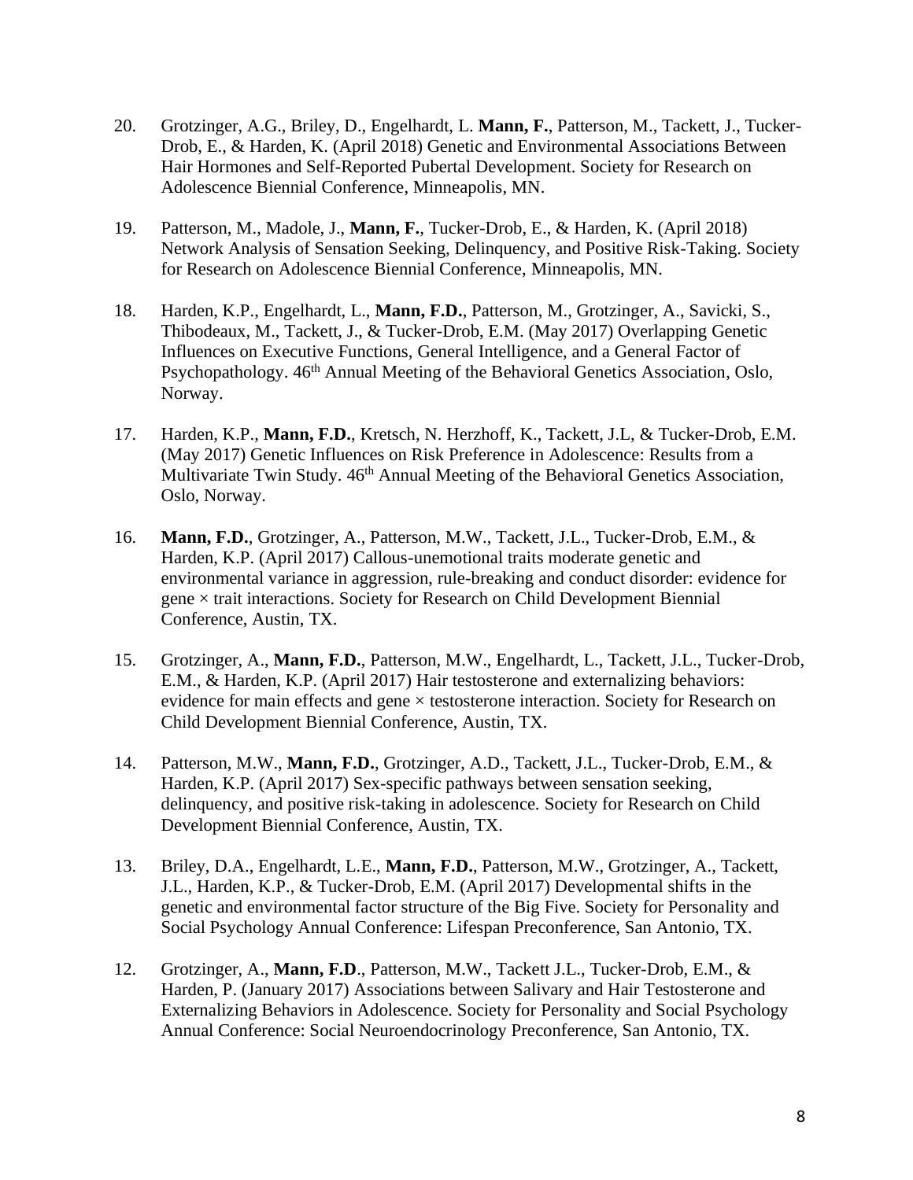20. Grotzinger, A.G., Briley, D., Engelhardt, L. **Mann, F.**, Patterson, M., Tackett, J., Tucker-Drob, E., & Harden, K. (April 2018) Genetic and Environmental Associations Between Hair Hormones and Self-Reported Pubertal Development. Society for Research on Adolescence Biennial Conference, Minneapolis, MN.

19. Patterson, M., Madole, J., **Mann, F.**, Tucker-Drob, E., & Harden, K. (April 2018) Network Analysis of Sensation Seeking, Delinquency, and Positive Risk-Taking. Society for Research on Adolescence Biennial Conference, Minneapolis, MN.

18. Harden, K.P., Engelhardt, L., **Mann, F.D.**, Patterson, M., Grotzinger, A., Savicki, S., Thibodeaux, M., Tackett, J., & Tucker-Drob, E.M. (May 2017) Overlapping Genetic Influences on Executive Functions, General Intelligence, and a General Factor of Psychopathology. 46th Annual Meeting of the Behavioral Genetics Association, Oslo, Norway.

17. Harden, K.P., **Mann, F.D.**, Kretsch, N. Herzhoff, K., Tackett, J.L, & Tucker-Drob, E.M. (May 2017) Genetic Influences on Risk Preference in Adolescence: Results from a Multivariate Twin Study. 46th Annual Meeting of the Behavioral Genetics Association, Oslo, Norway.

16. **Mann, F.D.**, Grotzinger, A., Patterson, M.W., Tackett, J.L., Tucker-Drob, E.M., & Harden, K.P. (April 2017) Callous-unemotional traits moderate genetic and environmental variance in aggression, rule-breaking and conduct disorder: evidence for gene × trait interactions. Society for Research on Child Development Biennial Conference, Austin, TX.

15. Grotzinger, A., **Mann, F.D.**, Patterson, M.W., Engelhardt, L., Tackett, J.L., Tucker-Drob, E.M., & Harden, K.P. (April 2017) Hair testosterone and externalizing behaviors: evidence for main effects and gene × testosterone interaction. Society for Research on Child Development Biennial Conference, Austin, TX.

14. Patterson, M.W., **Mann, F.D.**, Grotzinger, A.D., Tackett, J.L., Tucker-Drob, E.M., & Harden, K.P. (April 2017) Sex-specific pathways between sensation seeking, delinquency, and positive risk-taking in adolescence. Society for Research on Child Development Biennial Conference, Austin, TX.

13. Briley, D.A., Engelhardt, L.E., **Mann, F.D.**, Patterson, M.W., Grotzinger, A., Tackett, J.L., Harden, K.P., & Tucker-Drob, E.M. (April 2017) Developmental shifts in the genetic and environmental factor structure of the Big Five. Society for Personality and Social Psychology Annual Conference: Lifespan Preconference, San Antonio, TX.

12. Grotzinger, A., **Mann, F.D**., Patterson, M.W., Tackett J.L., Tucker-Drob, E.M., & Harden, P. (January 2017) Associations between Salivary and Hair Testosterone and Externalizing Behaviors in Adolescence. Society for Personality and Social Psychology Annual Conference: Social Neuroendocrinology Preconference, San Antonio, TX.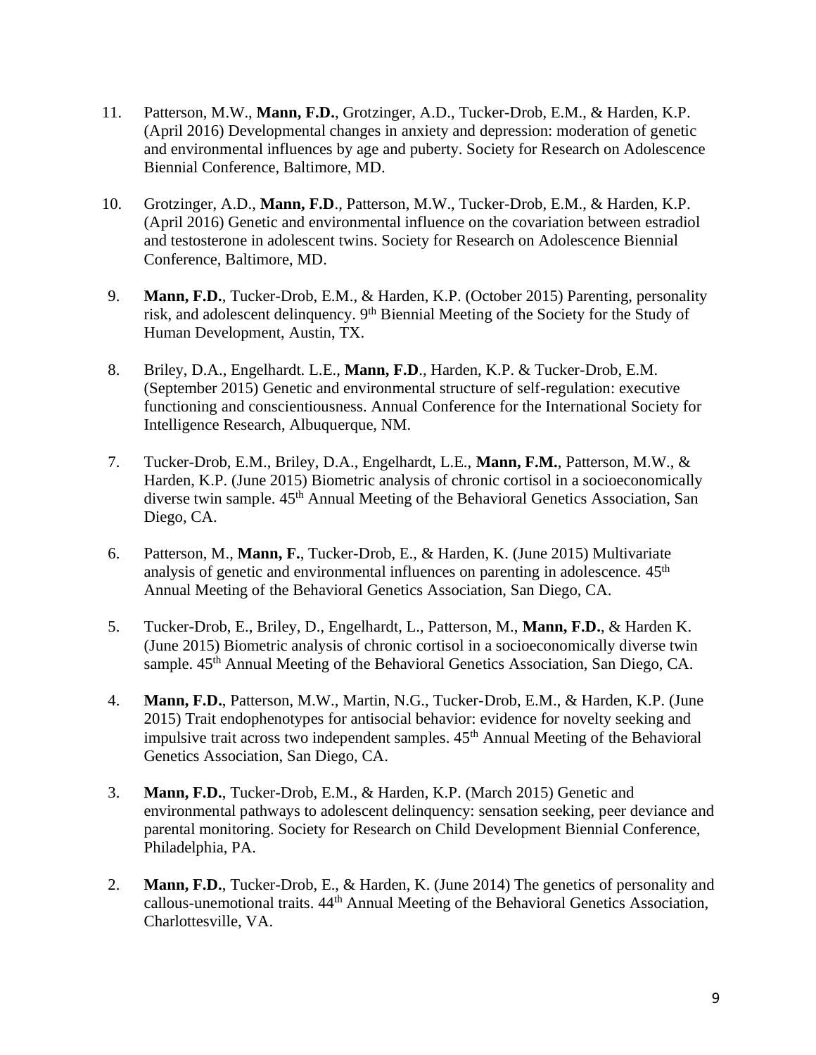11. Patterson, M.W., **Mann, F.D.**, Grotzinger, A.D., Tucker-Drob, E.M., & Harden, K.P. (April 2016) Developmental changes in anxiety and depression: moderation of genetic and environmental influences by age and puberty. Society for Research on Adolescence Biennial Conference, Baltimore, MD.

10. Grotzinger, A.D., **Mann, F.D**., Patterson, M.W., Tucker-Drob, E.M., & Harden, K.P. (April 2016) Genetic and environmental influence on the covariation between estradiol and testosterone in adolescent twins. Society for Research on Adolescence Biennial Conference, Baltimore, MD.

9. **Mann, F.D.**, Tucker-Drob, E.M., & Harden, K.P. (October 2015) Parenting, personality risk, and adolescent delinquency. 9th Biennial Meeting of the Society for the Study of Human Development, Austin, TX.

8. Briley, D.A., Engelhardt. L.E., **Mann, F.D**., Harden, K.P. & Tucker-Drob, E.M. (September 2015) Genetic and environmental structure of self-regulation: executive functioning and conscientiousness. Annual Conference for the International Society for Intelligence Research, Albuquerque, NM.

7. Tucker-Drob, E.M., Briley, D.A., Engelhardt, L.E., **Mann, F.M.**, Patterson, M.W., & Harden, K.P. (June 2015) Biometric analysis of chronic cortisol in a socioeconomically diverse twin sample. 45th Annual Meeting of the Behavioral Genetics Association, San Diego, CA.

6. Patterson, M., **Mann, F.**, Tucker-Drob, E., & Harden, K. (June 2015) Multivariate analysis of genetic and environmental influences on parenting in adolescence. 45th Annual Meeting of the Behavioral Genetics Association, San Diego, CA.

5. Tucker-Drob, E., Briley, D., Engelhardt, L., Patterson, M., **Mann, F.D.**, & Harden K. (June 2015) Biometric analysis of chronic cortisol in a socioeconomically diverse twin sample. 45th Annual Meeting of the Behavioral Genetics Association, San Diego, CA.

4. **Mann, F.D.**, Patterson, M.W., Martin, N.G., Tucker-Drob, E.M., & Harden, K.P. (June 2015) Trait endophenotypes for antisocial behavior: evidence for novelty seeking and impulsive trait across two independent samples. 45th Annual Meeting of the Behavioral Genetics Association, San Diego, CA.

3. **Mann, F.D.**, Tucker-Drob, E.M., & Harden, K.P. (March 2015) Genetic and environmental pathways to adolescent delinquency: sensation seeking, peer deviance and parental monitoring. Society for Research on Child Development Biennial Conference, Philadelphia, PA.

2. **Mann, F.D.**, Tucker-Drob, E., & Harden, K. (June 2014) The genetics of personality and callous-unemotional traits. 44th Annual Meeting of the Behavioral Genetics Association, Charlottesville, VA.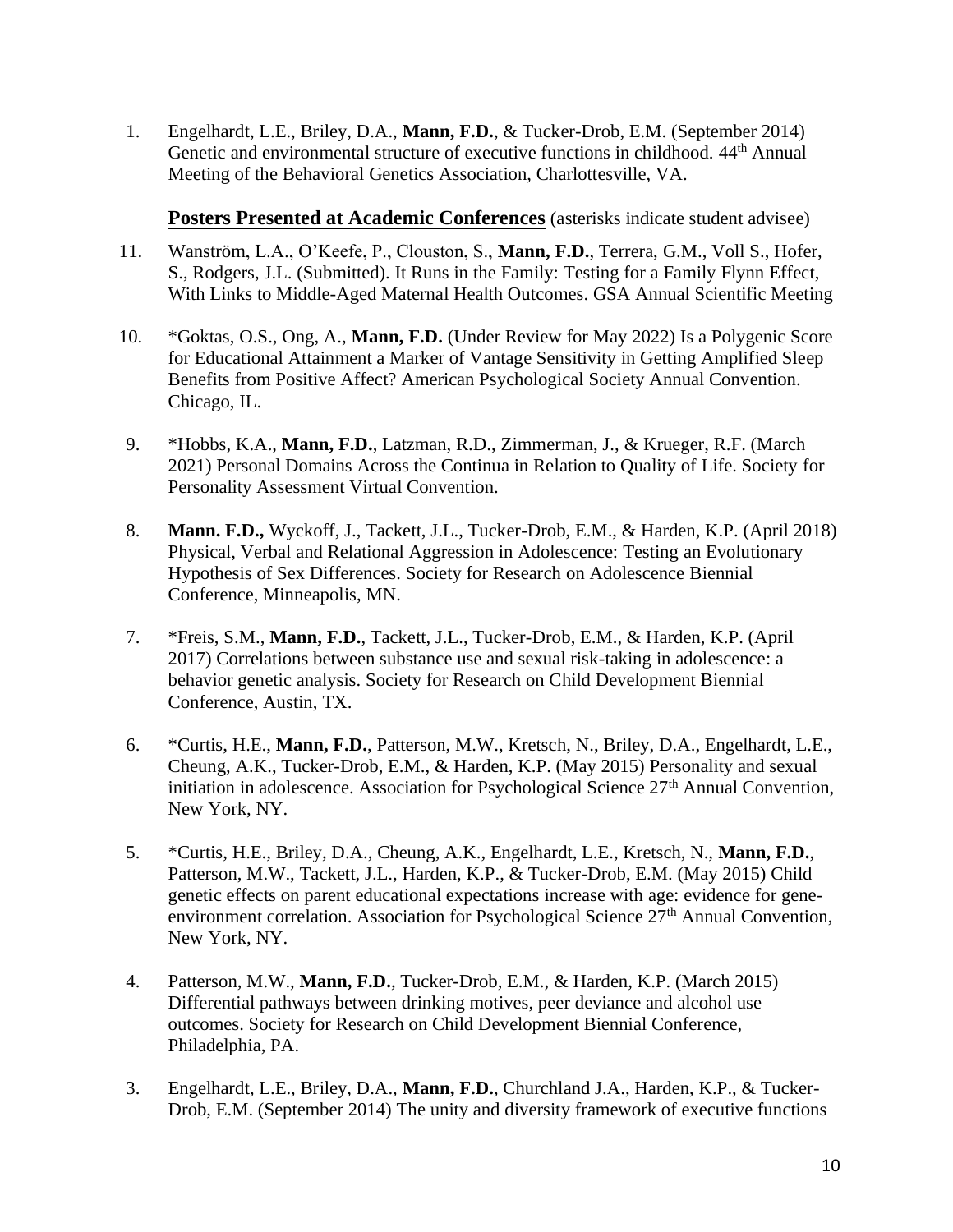1. Engelhardt, L.E., Briley, D.A., **Mann, F.D.**, & Tucker-Drob, E.M. (September 2014) Genetic and environmental structure of executive functions in childhood. 44th Annual Meeting of the Behavioral Genetics Association, Charlottesville, VA.

**Posters Presented at Academic Conferences** (asterisks indicate student advisee)

11. Wanström, L.A., O'Keefe, P., Clouston, S., **Mann, F.D.**, Terrera, G.M., Voll S., Hofer, S., Rodgers, J.L. (Submitted). It Runs in the Family: Testing for a Family Flynn Effect, With Links to Middle-Aged Maternal Health Outcomes. GSA Annual Scientific Meeting

10. *Goktas, O.S., Ong, A., **Mann, F.D.** (Under Review for May 2022) Is a Polygenic Score for Educational Attainment a Marker of Vantage Sensitivity in Getting Amplified Sleep Benefits from Positive Affect? American Psychological Society Annual Convention. Chicago, IL.

9. *Hobbs, K.A., **Mann, F.D.**, Latzman, R.D., Zimmerman, J., & Krueger, R.F. (March 2021) Personal Domains Across the Continua in Relation to Quality of Life. Society for Personality Assessment Virtual Convention.

8. **Mann. F.D.,** Wyckoff, J., Tackett, J.L., Tucker-Drob, E.M., & Harden, K.P. (April 2018) Physical, Verbal and Relational Aggression in Adolescence: Testing an Evolutionary Hypothesis of Sex Differences. Society for Research on Adolescence Biennial Conference, Minneapolis, MN.

7. *Freis, S.M., **Mann, F.D.**, Tackett, J.L., Tucker-Drob, E.M., & Harden, K.P. (April 2017) Correlations between substance use and sexual risk-taking in adolescence: a behavior genetic analysis. Society for Research on Child Development Biennial Conference, Austin, TX.

6. *Curtis, H.E., **Mann, F.D.**, Patterson, M.W., Kretsch, N., Briley, D.A., Engelhardt, L.E., Cheung, A.K., Tucker-Drob, E.M., & Harden, K.P. (May 2015) Personality and sexual initiation in adolescence. Association for Psychological Science 27th Annual Convention, New York, NY.

5. *Curtis, H.E., Briley, D.A., Cheung, A.K., Engelhardt, L.E., Kretsch, N., **Mann, F.D.**, Patterson, M.W., Tackett, J.L., Harden, K.P., & Tucker-Drob, E.M. (May 2015) Child genetic effects on parent educational expectations increase with age: evidence for gene-environment correlation. Association for Psychological Science 27th Annual Convention, New York, NY.

4. Patterson, M.W., **Mann, F.D.**, Tucker-Drob, E.M., & Harden, K.P. (March 2015) Differential pathways between drinking motives, peer deviance and alcohol use outcomes. Society for Research on Child Development Biennial Conference, Philadelphia, PA.

3. Engelhardt, L.E., Briley, D.A., **Mann, F.D.**, Churchland J.A., Harden, K.P., & Tucker-Drob, E.M. (September 2014) The unity and diversity framework of executive functions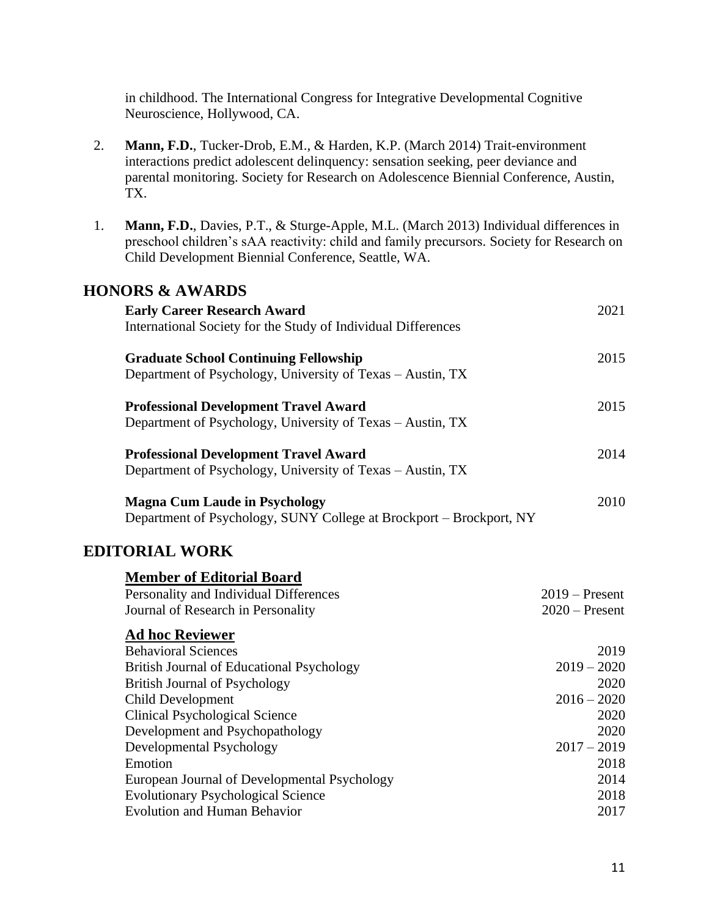in childhood. The International Congress for Integrative Developmental Cognitive Neuroscience, Hollywood, CA.

2. **Mann, F.D.**, Tucker-Drob, E.M., & Harden, K.P. (March 2014) Trait-environment interactions predict adolescent delinquency: sensation seeking, peer deviance and parental monitoring. Society for Research on Adolescence Biennial Conference, Austin, TX.

1. **Mann, F.D.**, Davies, P.T., & Sturge-Apple, M.L. (March 2013) Individual differences in preschool children's sAA reactivity: child and family precursors. Society for Research on Child Development Biennial Conference, Seattle, WA.

## HONORS & AWARDS

**Early Career Research Award** — 2021
International Society for the Study of Individual Differences

**Graduate School Continuing Fellowship** — 2015
Department of Psychology, University of Texas – Austin, TX

**Professional Development Travel Award** — 2015
Department of Psychology, University of Texas – Austin, TX

**Professional Development Travel Award** — 2014
Department of Psychology, University of Texas – Austin, TX

**Magna Cum Laude in Psychology** — 2010
Department of Psychology, SUNY College at Brockport – Brockport, NY

## EDITORIAL WORK

### Member of Editorial Board

| Journal | Years |
|---|---|
| Personality and Individual Differences | 2019 – Present |
| Journal of Research in Personality | 2020 – Present |

### Ad hoc Reviewer

| Journal | Years |
|---|---|
| Behavioral Sciences | 2019 |
| British Journal of Educational Psychology | 2019 – 2020 |
| British Journal of Psychology | 2020 |
| Child Development | 2016 – 2020 |
| Clinical Psychological Science | 2020 |
| Development and Psychopathology | 2020 |
| Developmental Psychology | 2017 – 2019 |
| Emotion | 2018 |
| European Journal of Developmental Psychology | 2014 |
| Evolutionary Psychological Science | 2018 |
| Evolution and Human Behavior | 2017 |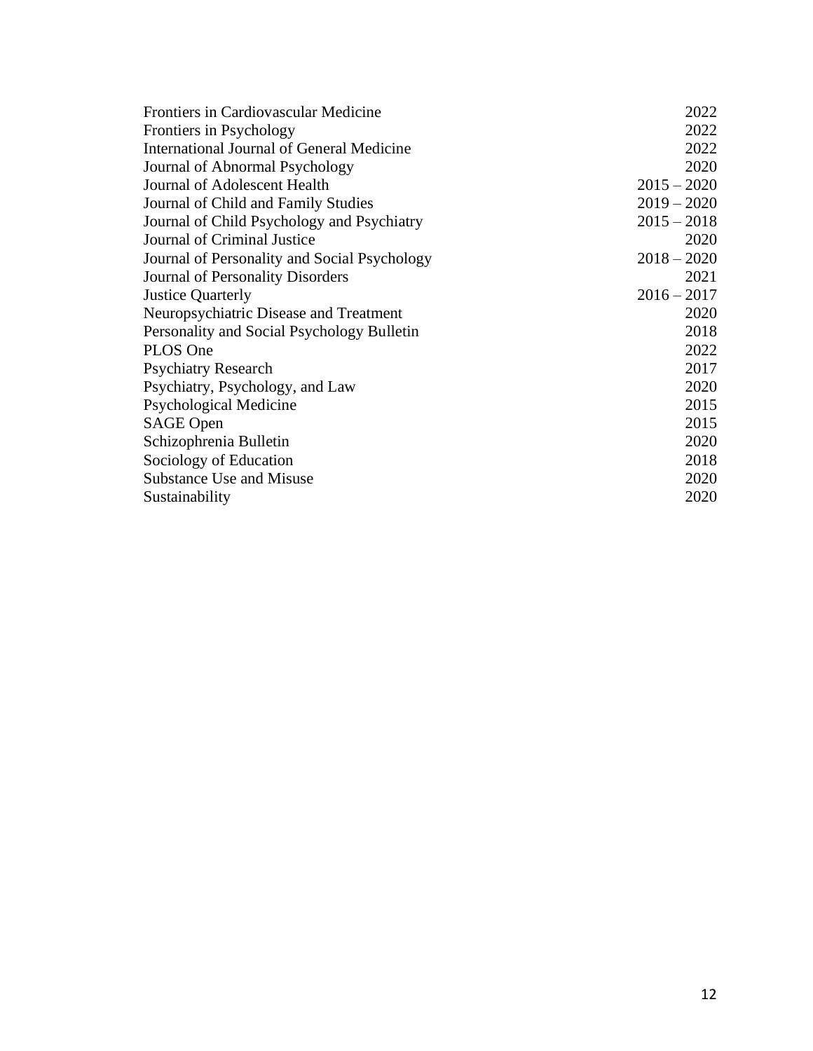| | |
|---|---|
| Frontiers in Cardiovascular Medicine | 2022 |
| Frontiers in Psychology | 2022 |
| International Journal of General Medicine | 2022 |
| Journal of Abnormal Psychology | 2020 |
| Journal of Adolescent Health | 2015 – 2020 |
| Journal of Child and Family Studies | 2019 – 2020 |
| Journal of Child Psychology and Psychiatry | 2015 – 2018 |
| Journal of Criminal Justice | 2020 |
| Journal of Personality and Social Psychology | 2018 – 2020 |
| Journal of Personality Disorders | 2021 |
| Justice Quarterly | 2016 – 2017 |
| Neuropsychiatric Disease and Treatment | 2020 |
| Personality and Social Psychology Bulletin | 2018 |
| PLOS One | 2022 |
| Psychiatry Research | 2017 |
| Psychiatry, Psychology, and Law | 2020 |
| Psychological Medicine | 2015 |
| SAGE Open | 2015 |
| Schizophrenia Bulletin | 2020 |
| Sociology of Education | 2018 |
| Substance Use and Misuse | 2020 |
| Sustainability | 2020 |